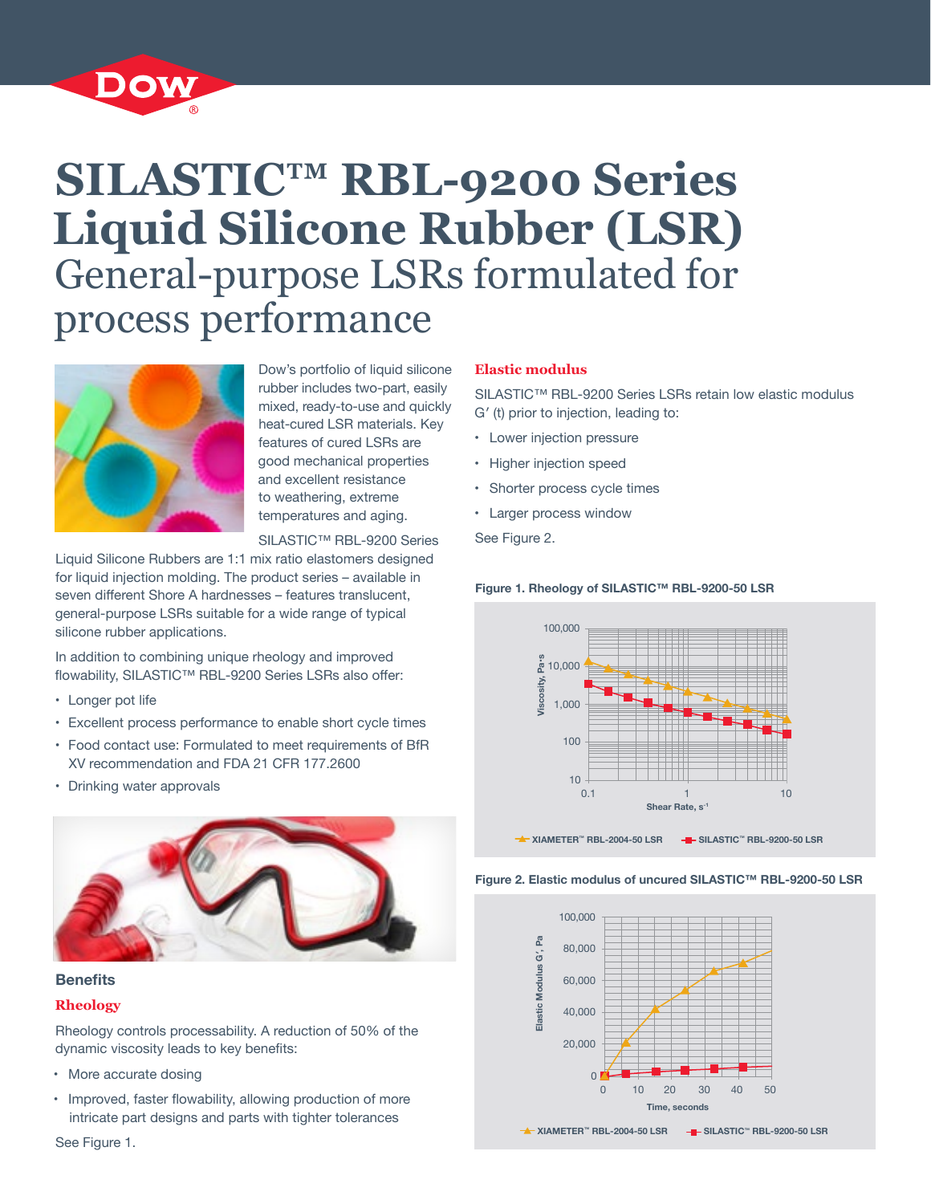# SILASTIC™ RBL-9200 Series Liquid Silicone Rubber (LSR)

## General-purpose LSRs formulated for process performance

Dow's portfolio of liquid silicone rubber includes two-part, easily mixed, ready-to-use and quickly heat-cured LSR materials. Key features of cured LSRs are good mechanical properties and excellent resistance to weathering, extreme temperatures and aging.

SILASTIC™ RBL-9200 Series Liquid Silicone Rubbers are 1:1 mix ratio elastomers designed for liquid injection molding. The product series – available in seven different Shore A hardnesses – features translucent, general-purpose LSRs suitable for a wide range of typical silicone rubber applications.

In addition to combining unique rheology and improved flowability, SILASTIC™ RBL-9200 Series LSRs also offer:

- Longer pot life
- Excellent process performance to enable short cycle times
- Food contact use: Formulated to meet requirements of BfR XV recommendation and FDA 21 CFR 177.2600
- Drinking water approvals

### Benefits

#### Rheology

Rheology controls processability. A reduction of 50% of the dynamic viscosity leads to key benefits:

- More accurate dosing
- Improved, faster flowability, allowing production of more intricate part designs and parts with tighter tolerances

See Figure 1.

#### Elastic modulus

SILASTIC™ RBL-9200 Series LSRs retain low elastic modulus G′ (t) prior to injection, leading to:

- Lower injection pressure
- Higher injection speed
- Shorter process cycle times
- Larger process window

See Figure 2.

**Figure 1. Rheology of SILASTIC™ RBL-9200-50 LSR**

**Figure 2. Elastic modulus of uncured SILASTIC™ RBL-9200-50 LSR**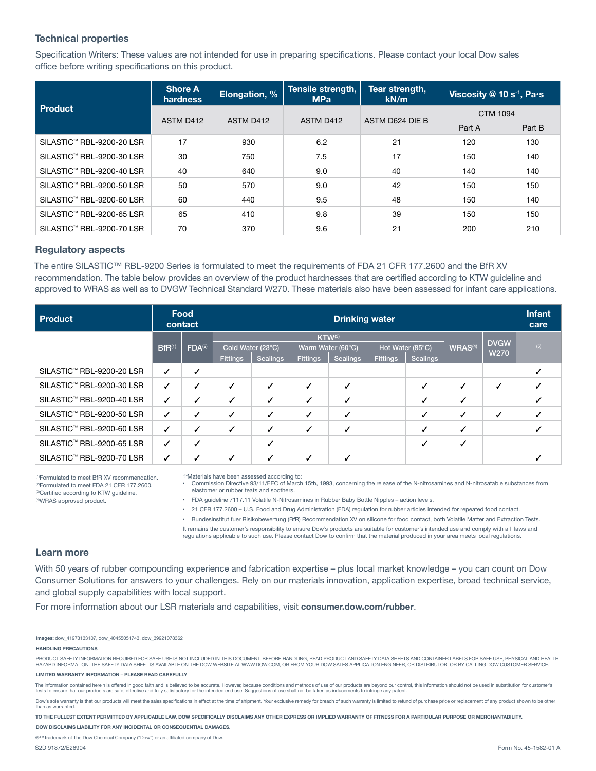## Technical properties

Specification Writers: These values are not intended for use in preparing specifications. Please contact your local Dow sales office before writing specifications on this product.

| Product | Shore A hardness | Elongation, % | Tensile strength, MPa | Tear strength, kN/m | Viscosity @ 10 $s^{-1}$, Pa•s | |
|---|---|---|---|---|---|---|
| | ASTM D412 | ASTM D412 | ASTM D412 | ASTM D624 DIE B | CTM 1094 | |
| | | | | | Part A | Part B |
| SILASTIC™ RBL-9200-20 LSR | 17 | 930 | 6.2 | 21 | 120 | 130 |
| SILASTIC™ RBL-9200-30 LSR | 30 | 750 | 7.5 | 17 | 150 | 140 |
| SILASTIC™ RBL-9200-40 LSR | 40 | 640 | 9.0 | 40 | 140 | 140 |
| SILASTIC™ RBL-9200-50 LSR | 50 | 570 | 9.0 | 42 | 150 | 150 |
| SILASTIC™ RBL-9200-60 LSR | 60 | 440 | 9.5 | 48 | 150 | 140 |
| SILASTIC™ RBL-9200-65 LSR | 65 | 410 | 9.8 | 39 | 150 | 150 |
| SILASTIC™ RBL-9200-70 LSR | 70 | 370 | 9.6 | 21 | 200 | 210 |

## Regulatory aspects

The entire SILASTIC™ RBL-9200 Series is formulated to meet the requirements of FDA 21 CFR 177.2600 and the BfR XV recommendation. The table below provides an overview of the product hardnesses that are certified according to KTW guideline and approved to WRAS as well as to DVGW Technical Standard W270. These materials also have been assessed for infant care applications.

| Product | Food contact | | Drinking water | | | | | | | | Infant care |
|---|---|---|---|---|---|---|---|---|---|---|---|
| | BfR[1] | FDA[2] | KTW[3] | | | | | | WRAS[4] | DVGW W270 | [5] |
| | | | Cold Water (23°C) | | Warm Water (60°C) | | Hot Water (85°C) | | | | |
| | | | Fittings | Sealings | Fittings | Sealings | Fittings | Sealings | | | |
| SILASTIC™ RBL-9200-20 LSR | ✓ | ✓ | | | | | | | | | ✓ |
| SILASTIC™ RBL-9200-30 LSR | ✓ | ✓ | ✓ | ✓ | ✓ | ✓ | | ✓ | ✓ | ✓ | ✓ |
| SILASTIC™ RBL-9200-40 LSR | ✓ | ✓ | ✓ | ✓ | ✓ | ✓ | | ✓ | ✓ | | ✓ |
| SILASTIC™ RBL-9200-50 LSR | ✓ | ✓ | ✓ | ✓ | ✓ | ✓ | | ✓ | ✓ | ✓ | ✓ |
| SILASTIC™ RBL-9200-60 LSR | ✓ | ✓ | ✓ | ✓ | ✓ | ✓ | | ✓ | ✓ | | ✓ |
| SILASTIC™ RBL-9200-65 LSR | ✓ | ✓ | | ✓ | | | | ✓ | ✓ | | |
| SILASTIC™ RBL-9200-70 LSR | ✓ | ✓ | ✓ | ✓ | ✓ | ✓ | | | | | ✓ |

[1]Formulated to meet BfR XV recommendation.
[2]Formulated to meet FDA 21 CFR 177.2600.
[3]Certified according to KTW guideline.
[4]WRAS approved product.

[5]Materials have been assessed according to:

- Commission Directive 93/11/EEC of March 15th, 1993, concerning the release of the N-nitrosamines and N-nitrosatable substances from elastomer or rubber teats and soothers.
- FDA guideline 7117.11 Volatile N-Nitrosamines in Rubber Baby Bottle Nipples – action levels.
- 21 CFR 177.2600 – U.S. Food and Drug Administration (FDA) regulation for rubber articles intended for repeated food contact.
- Bundesinstitut fuer Risikobewertung (BfR) Recommendation XV on silicone for food contact, both Volatile Matter and Extraction Tests.

It remains the customer's responsibility to ensure Dow's products are suitable for customer's intended use and comply with all laws and regulations applicable to such use. Please contact Dow to confirm that the material produced in your area meets local regulations.

## Learn more

With 50 years of rubber compounding experience and fabrication expertise – plus local market knowledge – you can count on Dow Consumer Solutions for answers to your challenges. Rely on our materials innovation, application expertise, broad technical service, and global supply capabilities with local support.

For more information about our LSR materials and capabilities, visit **consumer.dow.com/rubber**.

---

**Images:** dow_41973133107, dow_40455051743, dow_39921078362

**HANDLING PRECAUTIONS**

PRODUCT SAFETY INFORMATION REQUIRED FOR SAFE USE IS NOT INCLUDED IN THIS DOCUMENT. BEFORE HANDLING, READ PRODUCT AND SAFETY DATA SHEETS AND CONTAINER LABELS FOR SAFE USE, PHYSICAL AND HEALTH HAZARD INFORMATION. THE SAFETY DATA SHEET IS AVAILABLE ON THE DOW WEBSITE AT WWW.DOW.COM, OR FROM YOUR DOW SALES APPLICATION ENGINEER, OR DISTRIBUTOR, OR BY CALLING DOW CUSTOMER SERVICE.

**LIMITED WARRANTY INFORMATION – PLEASE READ CAREFULLY**

The information contained herein is offered in good faith and is believed to be accurate. However, because conditions and methods of use of our products are beyond our control, this information should not be used in substitution for customer's tests to ensure that our products are safe, effective and fully satisfactory for the intended end use. Suggestions of use shall not be taken as inducements to infringe any patent.

Dow's sole warranty is that our products will meet the sales specifications in effect at the time of shipment. Your exclusive remedy for breach of such warranty is limited to refund of purchase price or replacement of any product shown to be other than as warranted.

**TO THE FULLEST EXTENT PERMITTED BY APPLICABLE LAW, DOW SPECIFICALLY DISCLAIMS ANY OTHER EXPRESS OR IMPLIED WARRANTY OF FITNESS FOR A PARTICULAR PURPOSE OR MERCHANTABILITY.**

**DOW DISCLAIMS LIABILITY FOR ANY INCIDENTAL OR CONSEQUENTIAL DAMAGES.**

®™Trademark of The Dow Chemical Company ("Dow") or an affiliated company of Dow.

S2D 91872/E26904

Form No. 45-1582-01 A